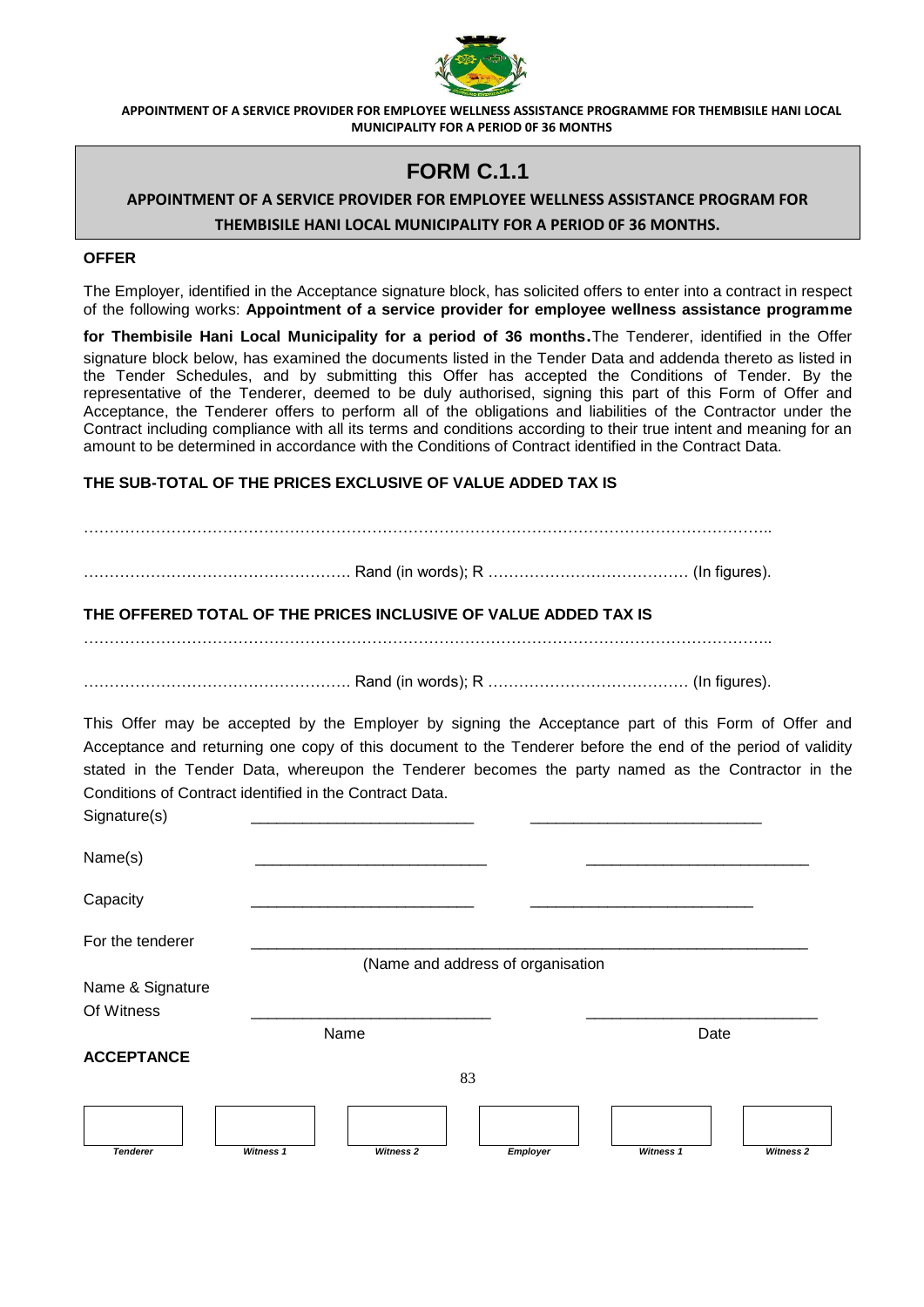# FORM C.1.1

## APPOINTMENT OF A SERVICE PROVIDER FOR EMPLOYEE WELLNESS ASSISTANCE PROGRAM FOR THEMBISILE HANI LOCAL MUNICIPALITY FOR A PERIOD 0F 36 MONTHS.

**OFFER**

The Employer, identified in the Acceptance signature block, has solicited offers to enter into a contract in respect of the following works: **Appointment of a service provider for employee wellness assistance programme for Thembisile Hani Local Municipality for a period of 36 months.** The Tenderer, identified in the Offer signature block below, has examined the documents listed in the Tender Data and addenda thereto as listed in the Tender Schedules, and by submitting this Offer has accepted the Conditions of Tender. By the representative of the Tenderer, deemed to be duly authorised, signing this part of this Form of Offer and Acceptance, the Tenderer offers to perform all of the obligations and liabilities of the Contractor under the Contract including compliance with all its terms and conditions according to their true intent and meaning for an amount to be determined in accordance with the Conditions of Contract identified in the Contract Data.

**THE SUB-TOTAL OF THE PRICES EXCLUSIVE OF VALUE ADDED TAX IS**

……………………………………………………………………………………………………………………..

……………………………………………. Rand (in words); R ………………………………… (In figures).

**THE OFFERED TOTAL OF THE PRICES INCLUSIVE OF VALUE ADDED TAX IS**

……………………………………………………………………………………………………………………..

……………………………………………. Rand (in words); R ………………………………… (In figures).

This Offer may be accepted by the Employer by signing the Acceptance part of this Form of Offer and Acceptance and returning one copy of this document to the Tenderer before the end of the period of validity stated in the Tender Data, whereupon the Tenderer becomes the party named as the Contractor in the Conditions of Contract identified in the Contract Data.

Signature(s) ___________________________ ___________________________

Name(s) ___________________________ ___________________________

Capacity ___________________________ ___________________________

For the tenderer ___________________________________________________________________

(Name and address of organisation

Name & Signature Of Witness ___________________________ ___________________________

Name Date

**ACCEPTANCE**

| *Tenderer* | *Witness 1* | *Witness 2* | *Employer* | *Witness 1* | *Witness 2* |
|---|---|---|---|---|---|
| | | | | | |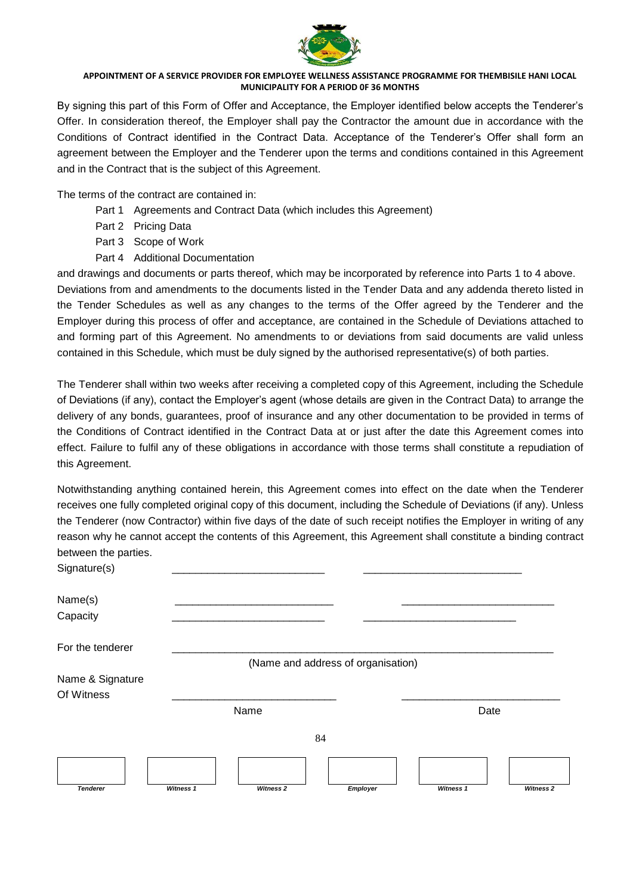By signing this part of this Form of Offer and Acceptance, the Employer identified below accepts the Tenderer's Offer. In consideration thereof, the Employer shall pay the Contractor the amount due in accordance with the Conditions of Contract identified in the Contract Data. Acceptance of the Tenderer's Offer shall form an agreement between the Employer and the Tenderer upon the terms and conditions contained in this Agreement and in the Contract that is the subject of this Agreement.

The terms of the contract are contained in:

- Part 1 Agreements and Contract Data (which includes this Agreement)
- Part 2 Pricing Data
- Part 3 Scope of Work
- Part 4 Additional Documentation

and drawings and documents or parts thereof, which may be incorporated by reference into Parts 1 to 4 above.
Deviations from and amendments to the documents listed in the Tender Data and any addenda thereto listed in the Tender Schedules as well as any changes to the terms of the Offer agreed by the Tenderer and the Employer during this process of offer and acceptance, are contained in the Schedule of Deviations attached to and forming part of this Agreement. No amendments to or deviations from said documents are valid unless contained in this Schedule, which must be duly signed by the authorised representative(s) of both parties.

The Tenderer shall within two weeks after receiving a completed copy of this Agreement, including the Schedule of Deviations (if any), contact the Employer's agent (whose details are given in the Contract Data) to arrange the delivery of any bonds, guarantees, proof of insurance and any other documentation to be provided in terms of the Conditions of Contract identified in the Contract Data at or just after the date this Agreement comes into effect. Failure to fulfil any of these obligations in accordance with those terms shall constitute a repudiation of this Agreement.

Notwithstanding anything contained herein, this Agreement comes into effect on the date when the Tenderer receives one fully completed original copy of this document, including the Schedule of Deviations (if any). Unless the Tenderer (now Contractor) within five days of the date of such receipt notifies the Employer in writing of any reason why he cannot accept the contents of this Agreement, this Agreement shall constitute a binding contract between the parties.

Signature(s) \_\_\_\_\_\_\_\_\_\_\_\_\_\_\_\_\_\_\_\_\_\_\_\_\_\_ \_\_\_\_\_\_\_\_\_\_\_\_\_\_\_\_\_\_\_\_\_\_\_\_\_\_

Name(s) \_\_\_\_\_\_\_\_\_\_\_\_\_\_\_\_\_\_\_\_\_\_\_\_\_\_ \_\_\_\_\_\_\_\_\_\_\_\_\_\_\_\_\_\_\_\_\_\_\_\_\_\_

Capacity \_\_\_\_\_\_\_\_\_\_\_\_\_\_\_\_\_\_\_\_\_\_\_\_\_\_ \_\_\_\_\_\_\_\_\_\_\_\_\_\_\_\_\_\_\_\_\_\_\_\_\_\_

For the tenderer \_\_\_\_\_\_\_\_\_\_\_\_\_\_\_\_\_\_\_\_\_\_\_\_\_\_\_\_\_\_\_\_\_\_\_\_\_\_\_\_\_\_\_\_\_\_\_\_\_\_\_\_\_\_

(Name and address of organisation)

Name & Signature
Of Witness \_\_\_\_\_\_\_\_\_\_\_\_\_\_\_\_\_\_\_\_\_\_\_\_\_\_ \_\_\_\_\_\_\_\_\_\_\_\_\_\_\_\_\_\_\_\_\_\_\_\_\_\_

Name Date

| Tenderer | Witness 1 | Witness 2 | Employer | Witness 1 | Witness 2 |
|---|---|---|---|---|---|
| | | | | | |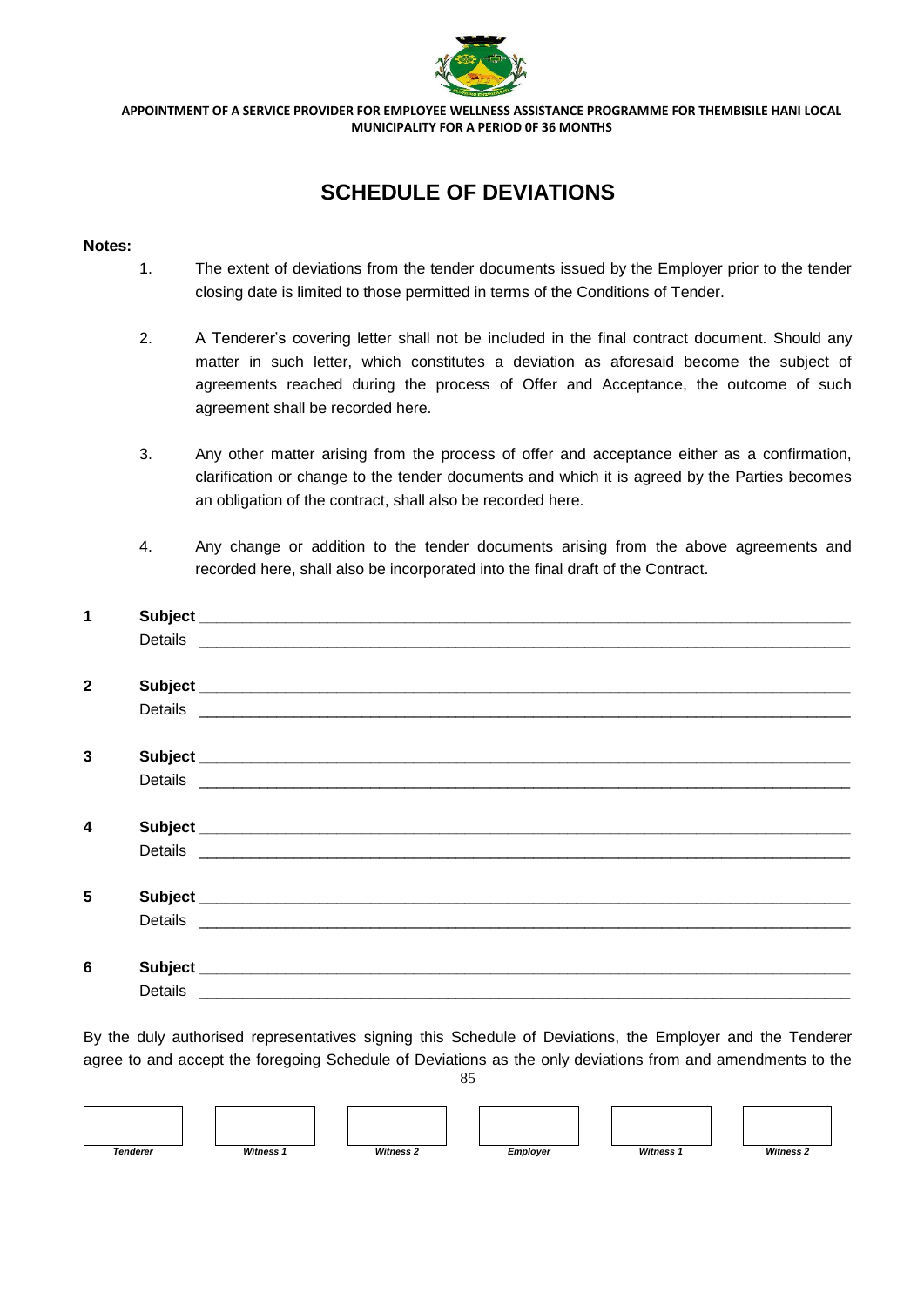# SCHEDULE OF DEVIATIONS

**Notes:**

1. The extent of deviations from the tender documents issued by the Employer prior to the tender closing date is limited to those permitted in terms of the Conditions of Tender.

2. A Tenderer's covering letter shall not be included in the final contract document. Should any matter in such letter, which constitutes a deviation as aforesaid become the subject of agreements reached during the process of Offer and Acceptance, the outcome of such agreement shall be recorded here.

3. Any other matter arising from the process of offer and acceptance either as a confirmation, clarification or change to the tender documents and which it is agreed by the Parties becomes an obligation of the contract, shall also be recorded here.

4. Any change or addition to the tender documents arising from the above agreements and recorded here, shall also be incorporated into the final draft of the Contract.

**1** **Subject** ___________________________________________________________________________
Details ___________________________________________________________________________

**2** **Subject** ___________________________________________________________________________
Details ___________________________________________________________________________

**3** **Subject** ___________________________________________________________________________
Details ___________________________________________________________________________

**4** **Subject** ___________________________________________________________________________
Details ___________________________________________________________________________

**5** **Subject** ___________________________________________________________________________
Details ___________________________________________________________________________

**6** **Subject** ___________________________________________________________________________
Details ___________________________________________________________________________

By the duly authorised representatives signing this Schedule of Deviations, the Employer and the Tenderer agree to and accept the foregoing Schedule of Deviations as the only deviations from and amendments to the

| *Tenderer* | *Witness 1* | *Witness 2* | *Employer* | *Witness 1* | *Witness 2* |
|---|---|---|---|---|---|
| | | | | | |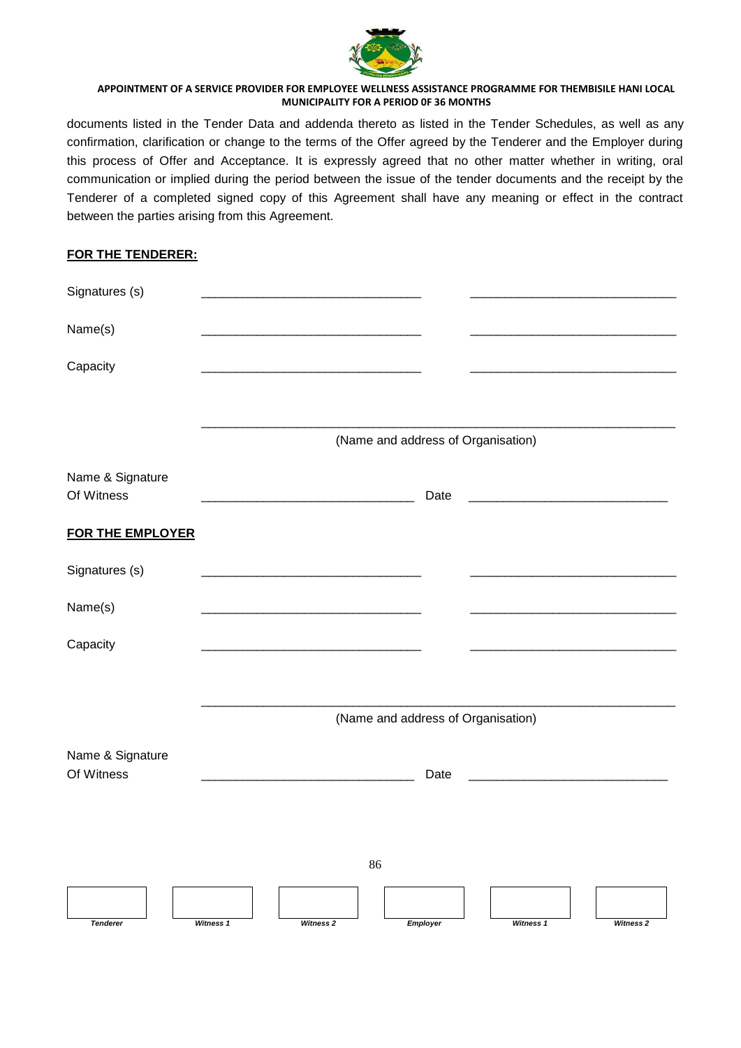documents listed in the Tender Data and addenda thereto as listed in the Tender Schedules, as well as any confirmation, clarification or change to the terms of the Offer agreed by the Tenderer and the Employer during this process of Offer and Acceptance. It is expressly agreed that no other matter whether in writing, oral communication or implied during the period between the issue of the tender documents and the receipt by the Tenderer of a completed signed copy of this Agreement shall have any meaning or effect in the contract between the parties arising from this Agreement.

**FOR THE TENDERER:**

Signatures (s) \_\_\_\_\_\_\_\_\_\_\_\_\_\_\_\_\_\_\_\_\_\_\_\_\_\_\_\_\_\_\_\_ \_\_\_\_\_\_\_\_\_\_\_\_\_\_\_\_\_\_\_\_\_\_\_\_\_\_\_\_\_\_\_

Name(s) \_\_\_\_\_\_\_\_\_\_\_\_\_\_\_\_\_\_\_\_\_\_\_\_\_\_\_\_\_\_\_\_ \_\_\_\_\_\_\_\_\_\_\_\_\_\_\_\_\_\_\_\_\_\_\_\_\_\_\_\_\_\_\_

Capacity \_\_\_\_\_\_\_\_\_\_\_\_\_\_\_\_\_\_\_\_\_\_\_\_\_\_\_\_\_\_\_\_ \_\_\_\_\_\_\_\_\_\_\_\_\_\_\_\_\_\_\_\_\_\_\_\_\_\_\_\_\_\_\_

\_\_\_\_\_\_\_\_\_\_\_\_\_\_\_\_\_\_\_\_\_\_\_\_\_\_\_\_\_\_\_\_\_\_\_\_\_\_\_\_\_\_\_\_\_\_\_\_\_\_\_\_\_\_\_\_\_\_\_\_\_\_\_\_\_\_

(Name and address of Organisation)

Name & Signature Of Witness \_\_\_\_\_\_\_\_\_\_\_\_\_\_\_\_\_\_\_\_\_\_\_\_\_\_\_\_\_\_\_ Date \_\_\_\_\_\_\_\_\_\_\_\_\_\_\_\_\_\_\_\_\_\_\_\_\_\_\_\_\_

**FOR THE EMPLOYER**

Signatures (s) \_\_\_\_\_\_\_\_\_\_\_\_\_\_\_\_\_\_\_\_\_\_\_\_\_\_\_\_\_\_\_\_ \_\_\_\_\_\_\_\_\_\_\_\_\_\_\_\_\_\_\_\_\_\_\_\_\_\_\_\_\_\_\_

Name(s) \_\_\_\_\_\_\_\_\_\_\_\_\_\_\_\_\_\_\_\_\_\_\_\_\_\_\_\_\_\_\_\_ \_\_\_\_\_\_\_\_\_\_\_\_\_\_\_\_\_\_\_\_\_\_\_\_\_\_\_\_\_\_\_

Capacity \_\_\_\_\_\_\_\_\_\_\_\_\_\_\_\_\_\_\_\_\_\_\_\_\_\_\_\_\_\_\_\_ \_\_\_\_\_\_\_\_\_\_\_\_\_\_\_\_\_\_\_\_\_\_\_\_\_\_\_\_\_\_\_

\_\_\_\_\_\_\_\_\_\_\_\_\_\_\_\_\_\_\_\_\_\_\_\_\_\_\_\_\_\_\_\_\_\_\_\_\_\_\_\_\_\_\_\_\_\_\_\_\_\_\_\_\_\_\_\_\_\_\_\_\_\_\_\_\_\_

(Name and address of Organisation)

Name & Signature Of Witness \_\_\_\_\_\_\_\_\_\_\_\_\_\_\_\_\_\_\_\_\_\_\_\_\_\_\_\_\_\_\_ Date \_\_\_\_\_\_\_\_\_\_\_\_\_\_\_\_\_\_\_\_\_\_\_\_\_\_\_\_\_

| | | | | | |
|---|---|---|---|---|---|
| | | | | | |
| ***Tenderer*** | ***Witness 1*** | ***Witness 2*** | ***Employer*** | ***Witness 1*** | ***Witness 2*** |